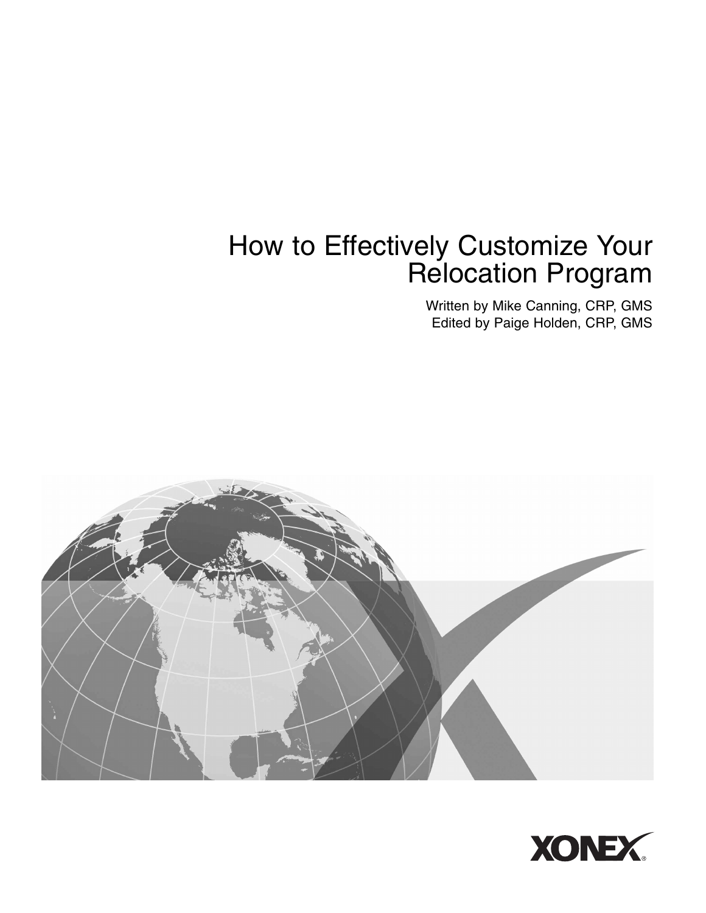# How to Effectively Customize Your Relocation Program

Written by Mike Canning, CRP, GMS
Edited by Paige Holden, CRP, GMS

XONEX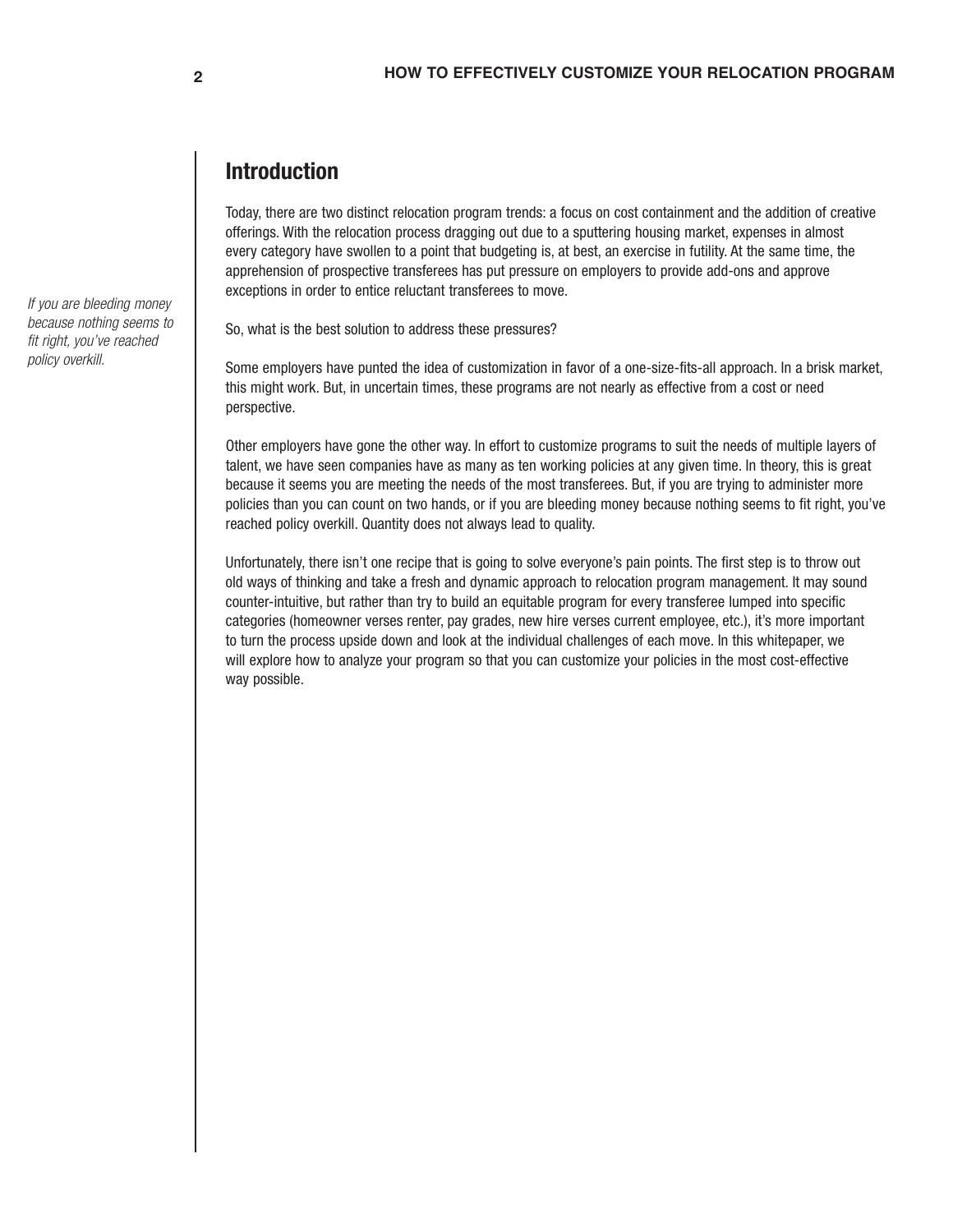## Introduction

Today, there are two distinct relocation program trends: a focus on cost containment and the addition of creative offerings. With the relocation process dragging out due to a sputtering housing market, expenses in almost every category have swollen to a point that budgeting is, at best, an exercise in futility. At the same time, the apprehension of prospective transferees has put pressure on employers to provide add-ons and approve exceptions in order to entice reluctant transferees to move.

*If you are bleeding money because nothing seems to fit right, you've reached policy overkill.*

So, what is the best solution to address these pressures?

Some employers have punted the idea of customization in favor of a one-size-fits-all approach. In a brisk market, this might work. But, in uncertain times, these programs are not nearly as effective from a cost or need perspective.

Other employers have gone the other way. In effort to customize programs to suit the needs of multiple layers of talent, we have seen companies have as many as ten working policies at any given time. In theory, this is great because it seems you are meeting the needs of the most transferees. But, if you are trying to administer more policies than you can count on two hands, or if you are bleeding money because nothing seems to fit right, you've reached policy overkill. Quantity does not always lead to quality.

Unfortunately, there isn't one recipe that is going to solve everyone's pain points. The first step is to throw out old ways of thinking and take a fresh and dynamic approach to relocation program management. It may sound counter-intuitive, but rather than try to build an equitable program for every transferee lumped into specific categories (homeowner verses renter, pay grades, new hire verses current employee, etc.), it's more important to turn the process upside down and look at the individual challenges of each move. In this whitepaper, we will explore how to analyze your program so that you can customize your policies in the most cost-effective way possible.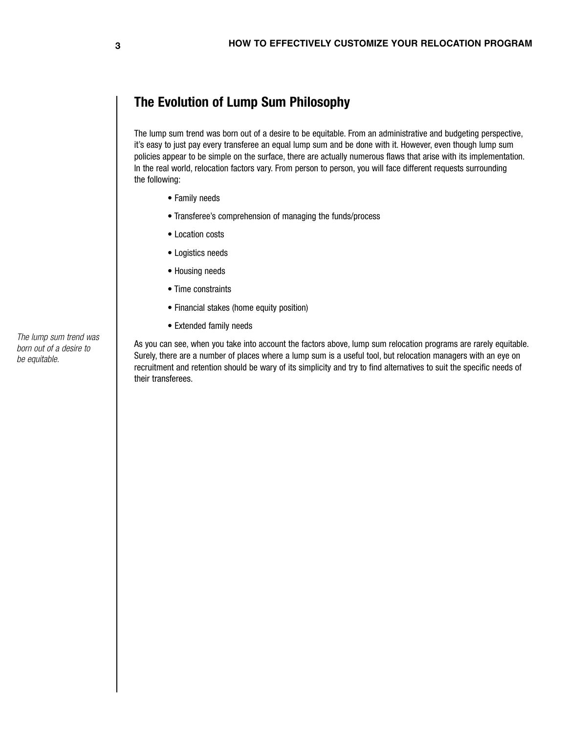## The Evolution of Lump Sum Philosophy

The lump sum trend was born out of a desire to be equitable. From an administrative and budgeting perspective, it's easy to just pay every transferee an equal lump sum and be done with it. However, even though lump sum policies appear to be simple on the surface, there are actually numerous flaws that arise with its implementation. In the real world, relocation factors vary. From person to person, you will face different requests surrounding the following:

- Family needs
- Transferee's comprehension of managing the funds/process
- Location costs
- Logistics needs
- Housing needs
- Time constraints
- Financial stakes (home equity position)
- Extended family needs

*The lump sum trend was born out of a desire to be equitable.*

As you can see, when you take into account the factors above, lump sum relocation programs are rarely equitable. Surely, there are a number of places where a lump sum is a useful tool, but relocation managers with an eye on recruitment and retention should be wary of its simplicity and try to find alternatives to suit the specific needs of their transferees.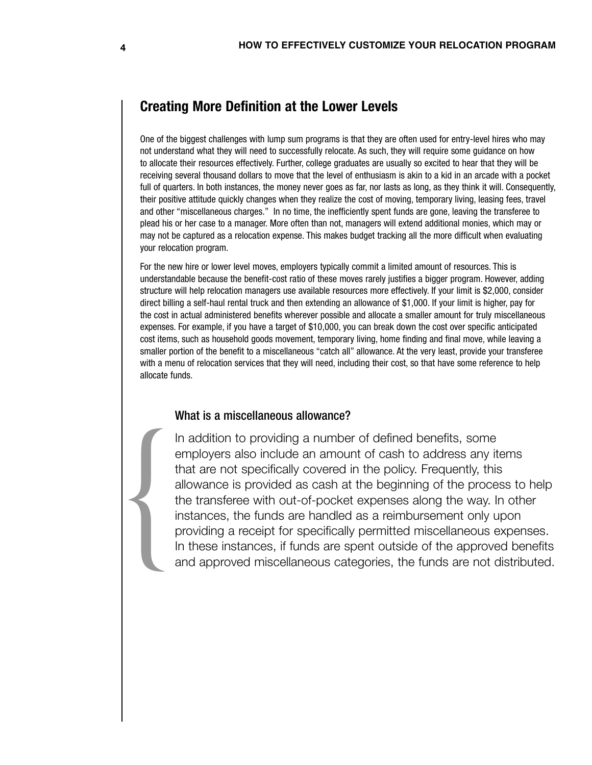## Creating More Definition at the Lower Levels

One of the biggest challenges with lump sum programs is that they are often used for entry-level hires who may not understand what they will need to successfully relocate. As such, they will require some guidance on how to allocate their resources effectively. Further, college graduates are usually so excited to hear that they will be receiving several thousand dollars to move that the level of enthusiasm is akin to a kid in an arcade with a pocket full of quarters. In both instances, the money never goes as far, nor lasts as long, as they think it will. Consequently, their positive attitude quickly changes when they realize the cost of moving, temporary living, leasing fees, travel and other "miscellaneous charges." In no time, the inefficiently spent funds are gone, leaving the transferee to plead his or her case to a manager. More often than not, managers will extend additional monies, which may or may not be captured as a relocation expense. This makes budget tracking all the more difficult when evaluating your relocation program.

For the new hire or lower level moves, employers typically commit a limited amount of resources. This is understandable because the benefit-cost ratio of these moves rarely justifies a bigger program. However, adding structure will help relocation managers use available resources more effectively. If your limit is $2,000, consider direct billing a self-haul rental truck and then extending an allowance of $1,000. If your limit is higher, pay for the cost in actual administered benefits wherever possible and allocate a smaller amount for truly miscellaneous expenses. For example, if you have a target of $10,000, you can break down the cost over specific anticipated cost items, such as household goods movement, temporary living, home finding and final move, while leaving a smaller portion of the benefit to a miscellaneous "catch all" allowance. At the very least, provide your transferee with a menu of relocation services that they will need, including their cost, so that have some reference to help allocate funds.

### What is a miscellaneous allowance?

In addition to providing a number of defined benefits, some employers also include an amount of cash to address any items that are not specifically covered in the policy. Frequently, this allowance is provided as cash at the beginning of the process to help the transferee with out-of-pocket expenses along the way. In other instances, the funds are handled as a reimbursement only upon providing a receipt for specifically permitted miscellaneous expenses. In these instances, if funds are spent outside of the approved benefits and approved miscellaneous categories, the funds are not distributed.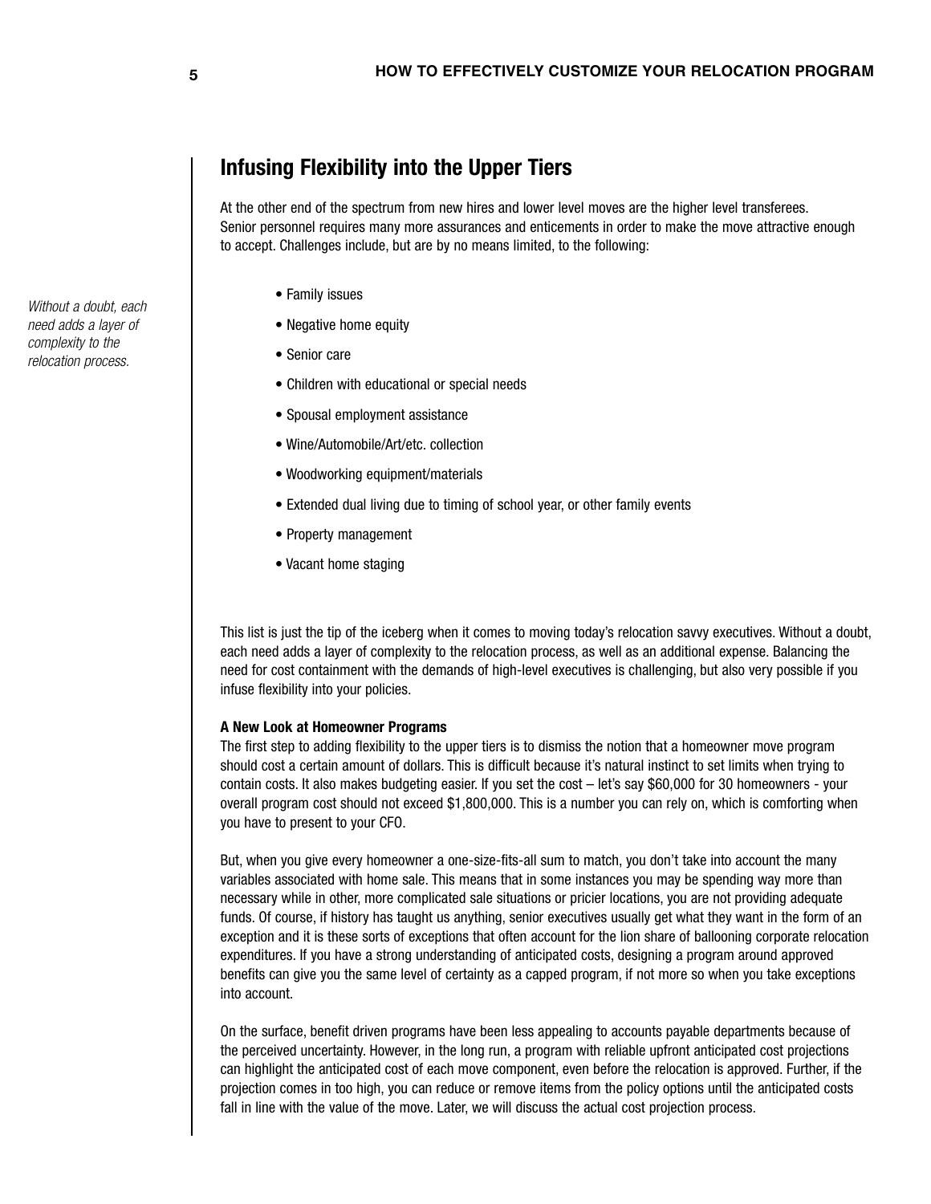## Infusing Flexibility into the Upper Tiers

At the other end of the spectrum from new hires and lower level moves are the higher level transferees. Senior personnel requires many more assurances and enticements in order to make the move attractive enough to accept. Challenges include, but are by no means limited, to the following:

*Without a doubt, each need adds a layer of complexity to the relocation process.*

- Family issues
- Negative home equity
- Senior care
- Children with educational or special needs
- Spousal employment assistance
- Wine/Automobile/Art/etc. collection
- Woodworking equipment/materials
- Extended dual living due to timing of school year, or other family events
- Property management
- Vacant home staging

This list is just the tip of the iceberg when it comes to moving today's relocation savvy executives. Without a doubt, each need adds a layer of complexity to the relocation process, as well as an additional expense. Balancing the need for cost containment with the demands of high-level executives is challenging, but also very possible if you infuse flexibility into your policies.

**A New Look at Homeowner Programs**

The first step to adding flexibility to the upper tiers is to dismiss the notion that a homeowner move program should cost a certain amount of dollars. This is difficult because it's natural instinct to set limits when trying to contain costs. It also makes budgeting easier. If you set the cost – let's say $60,000 for 30 homeowners - your overall program cost should not exceed $1,800,000. This is a number you can rely on, which is comforting when you have to present to your CFO.

But, when you give every homeowner a one-size-fits-all sum to match, you don't take into account the many variables associated with home sale. This means that in some instances you may be spending way more than necessary while in other, more complicated sale situations or pricier locations, you are not providing adequate funds. Of course, if history has taught us anything, senior executives usually get what they want in the form of an exception and it is these sorts of exceptions that often account for the lion share of ballooning corporate relocation expenditures. If you have a strong understanding of anticipated costs, designing a program around approved benefits can give you the same level of certainty as a capped program, if not more so when you take exceptions into account.

On the surface, benefit driven programs have been less appealing to accounts payable departments because of the perceived uncertainty. However, in the long run, a program with reliable upfront anticipated cost projections can highlight the anticipated cost of each move component, even before the relocation is approved. Further, if the projection comes in too high, you can reduce or remove items from the policy options until the anticipated costs fall in line with the value of the move. Later, we will discuss the actual cost projection process.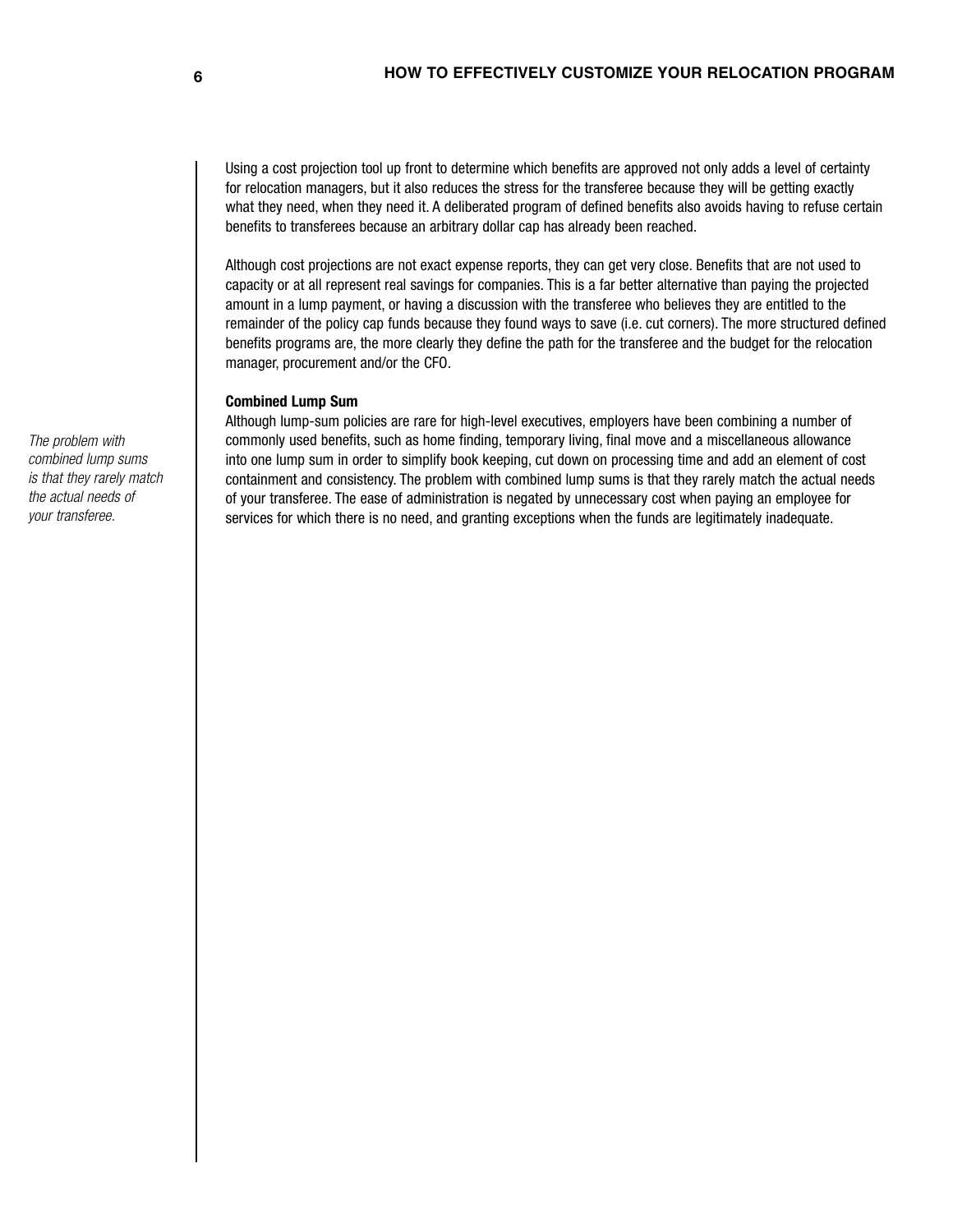Using a cost projection tool up front to determine which benefits are approved not only adds a level of certainty for relocation managers, but it also reduces the stress for the transferee because they will be getting exactly what they need, when they need it. A deliberated program of defined benefits also avoids having to refuse certain benefits to transferees because an arbitrary dollar cap has already been reached.

Although cost projections are not exact expense reports, they can get very close. Benefits that are not used to capacity or at all represent real savings for companies. This is a far better alternative than paying the projected amount in a lump payment, or having a discussion with the transferee who believes they are entitled to the remainder of the policy cap funds because they found ways to save (i.e. cut corners). The more structured defined benefits programs are, the more clearly they define the path for the transferee and the budget for the relocation manager, procurement and/or the CFO.

**Combined Lump Sum**

Although lump-sum policies are rare for high-level executives, employers have been combining a number of commonly used benefits, such as home finding, temporary living, final move and a miscellaneous allowance into one lump sum in order to simplify book keeping, cut down on processing time and add an element of cost containment and consistency. The problem with combined lump sums is that they rarely match the actual needs of your transferee. The ease of administration is negated by unnecessary cost when paying an employee for services for which there is no need, and granting exceptions when the funds are legitimately inadequate.

*The problem with combined lump sums is that they rarely match the actual needs of your transferee.*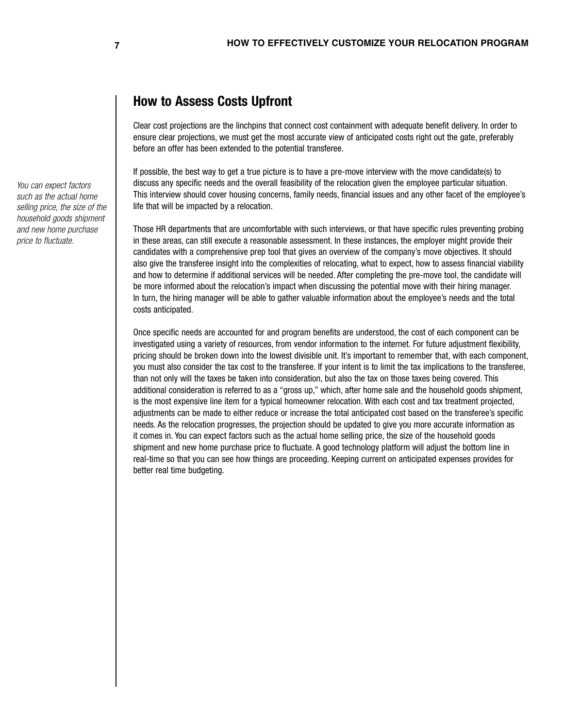## How to Assess Costs Upfront

Clear cost projections are the linchpins that connect cost containment with adequate benefit delivery. In order to ensure clear projections, we must get the most accurate view of anticipated costs right out the gate, preferably before an offer has been extended to the potential transferee.

*You can expect factors such as the actual home selling price, the size of the household goods shipment and new home purchase price to fluctuate.*

If possible, the best way to get a true picture is to have a pre-move interview with the move candidate(s) to discuss any specific needs and the overall feasibility of the relocation given the employee particular situation. This interview should cover housing concerns, family needs, financial issues and any other facet of the employee's life that will be impacted by a relocation.

Those HR departments that are uncomfortable with such interviews, or that have specific rules preventing probing in these areas, can still execute a reasonable assessment. In these instances, the employer might provide their candidates with a comprehensive prep tool that gives an overview of the company's move objectives. It should also give the transferee insight into the complexities of relocating, what to expect, how to assess financial viability and how to determine if additional services will be needed. After completing the pre-move tool, the candidate will be more informed about the relocation's impact when discussing the potential move with their hiring manager. In turn, the hiring manager will be able to gather valuable information about the employee's needs and the total costs anticipated.

Once specific needs are accounted for and program benefits are understood, the cost of each component can be investigated using a variety of resources, from vendor information to the internet. For future adjustment flexibility, pricing should be broken down into the lowest divisible unit. It's important to remember that, with each component, you must also consider the tax cost to the transferee. If your intent is to limit the tax implications to the transferee, than not only will the taxes be taken into consideration, but also the tax on those taxes being covered. This additional consideration is referred to as a "gross up," which, after home sale and the household goods shipment, is the most expensive line item for a typical homeowner relocation. With each cost and tax treatment projected, adjustments can be made to either reduce or increase the total anticipated cost based on the transferee's specific needs. As the relocation progresses, the projection should be updated to give you more accurate information as it comes in. You can expect factors such as the actual home selling price, the size of the household goods shipment and new home purchase price to fluctuate. A good technology platform will adjust the bottom line in real-time so that you can see how things are proceeding. Keeping current on anticipated expenses provides for better real time budgeting.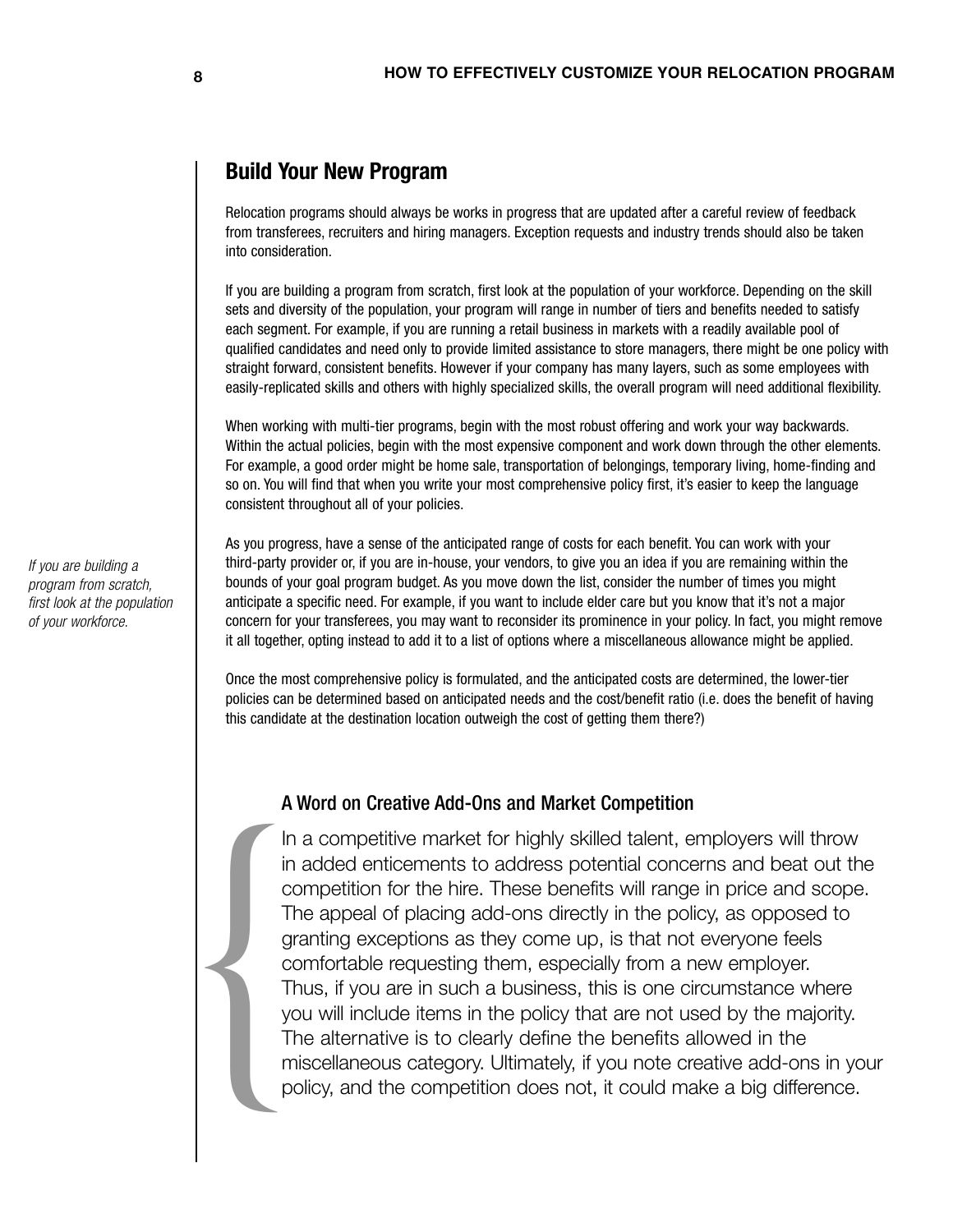## Build Your New Program

Relocation programs should always be works in progress that are updated after a careful review of feedback from transferees, recruiters and hiring managers. Exception requests and industry trends should also be taken into consideration.

If you are building a program from scratch, first look at the population of your workforce. Depending on the skill sets and diversity of the population, your program will range in number of tiers and benefits needed to satisfy each segment. For example, if you are running a retail business in markets with a readily available pool of qualified candidates and need only to provide limited assistance to store managers, there might be one policy with straight forward, consistent benefits. However if your company has many layers, such as some employees with easily-replicated skills and others with highly specialized skills, the overall program will need additional flexibility.

When working with multi-tier programs, begin with the most robust offering and work your way backwards. Within the actual policies, begin with the most expensive component and work down through the other elements. For example, a good order might be home sale, transportation of belongings, temporary living, home-finding and so on. You will find that when you write your most comprehensive policy first, it's easier to keep the language consistent throughout all of your policies.

*If you are building a program from scratch, first look at the population of your workforce.*

As you progress, have a sense of the anticipated range of costs for each benefit. You can work with your third-party provider or, if you are in-house, your vendors, to give you an idea if you are remaining within the bounds of your goal program budget. As you move down the list, consider the number of times you might anticipate a specific need. For example, if you want to include elder care but you know that it's not a major concern for your transferees, you may want to reconsider its prominence in your policy. In fact, you might remove it all together, opting instead to add it to a list of options where a miscellaneous allowance might be applied.

Once the most comprehensive policy is formulated, and the anticipated costs are determined, the lower-tier policies can be determined based on anticipated needs and the cost/benefit ratio (i.e. does the benefit of having this candidate at the destination location outweigh the cost of getting them there?)

### A Word on Creative Add-Ons and Market Competition

In a competitive market for highly skilled talent, employers will throw in added enticements to address potential concerns and beat out the competition for the hire. These benefits will range in price and scope. The appeal of placing add-ons directly in the policy, as opposed to granting exceptions as they come up, is that not everyone feels comfortable requesting them, especially from a new employer. Thus, if you are in such a business, this is one circumstance where you will include items in the policy that are not used by the majority. The alternative is to clearly define the benefits allowed in the miscellaneous category. Ultimately, if you note creative add-ons in your policy, and the competition does not, it could make a big difference.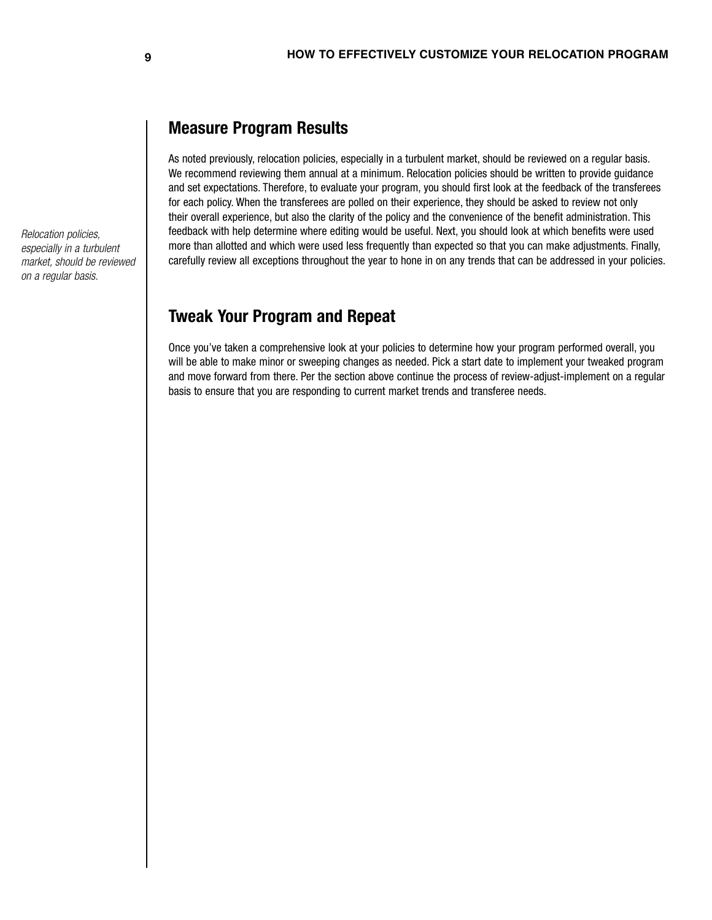*Relocation policies, especially in a turbulent market, should be reviewed on a regular basis.*

## Measure Program Results

As noted previously, relocation policies, especially in a turbulent market, should be reviewed on a regular basis. We recommend reviewing them annual at a minimum. Relocation policies should be written to provide guidance and set expectations. Therefore, to evaluate your program, you should first look at the feedback of the transferees for each policy. When the transferees are polled on their experience, they should be asked to review not only their overall experience, but also the clarity of the policy and the convenience of the benefit administration. This feedback with help determine where editing would be useful. Next, you should look at which benefits were used more than allotted and which were used less frequently than expected so that you can make adjustments. Finally, carefully review all exceptions throughout the year to hone in on any trends that can be addressed in your policies.

## Tweak Your Program and Repeat

Once you've taken a comprehensive look at your policies to determine how your program performed overall, you will be able to make minor or sweeping changes as needed. Pick a start date to implement your tweaked program and move forward from there. Per the section above continue the process of review-adjust-implement on a regular basis to ensure that you are responding to current market trends and transferee needs.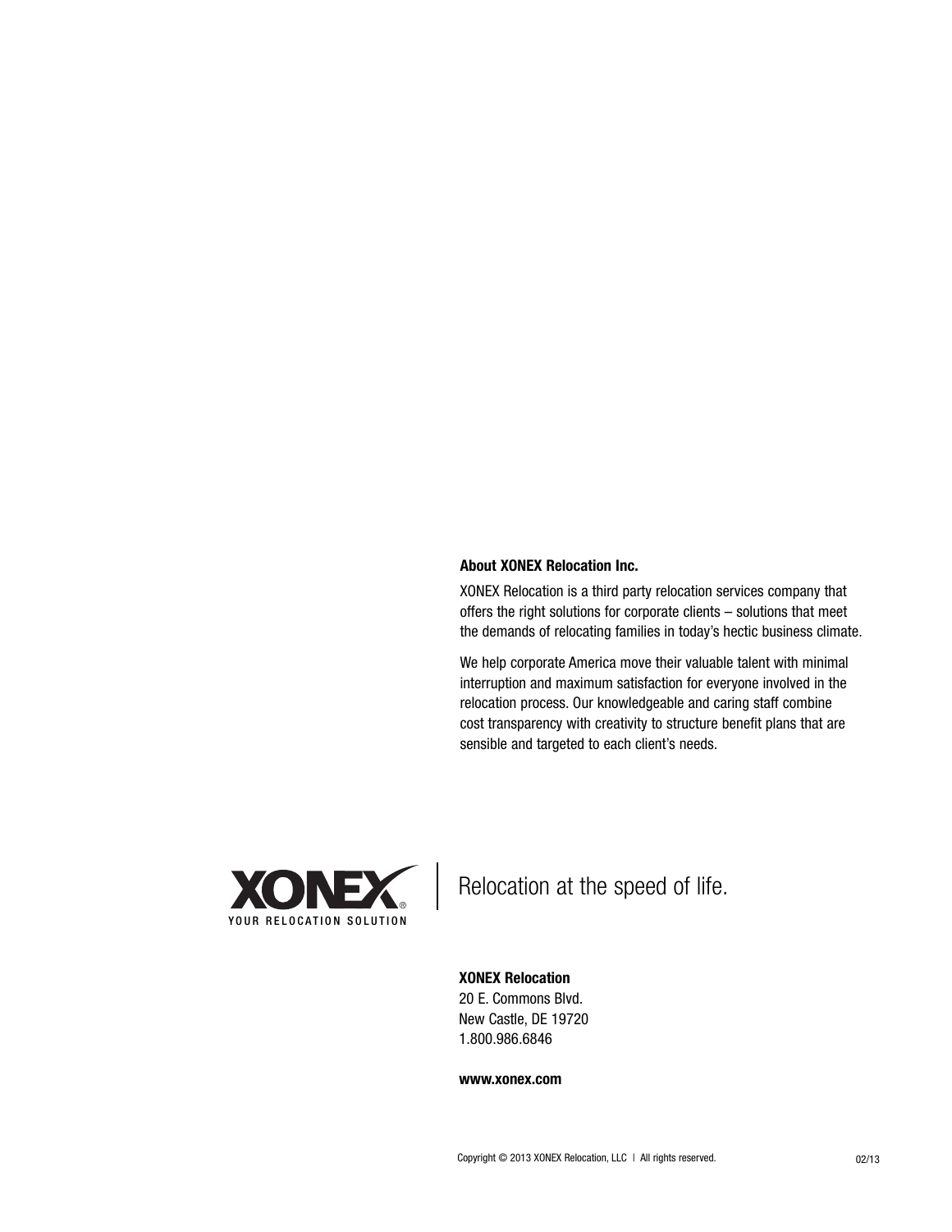**About XONEX Relocation Inc.**

XONEX Relocation is a third party relocation services company that offers the right solutions for corporate clients – solutions that meet the demands of relocating families in today's hectic business climate.

We help corporate America move their valuable talent with minimal interruption and maximum satisfaction for everyone involved in the relocation process. Our knowledgeable and caring staff combine cost transparency with creativity to structure benefit plans that are sensible and targeted to each client's needs.

XONEX®
YOUR RELOCATION SOLUTION

Relocation at the speed of life.

**XONEX Relocation**
20 E. Commons Blvd.
New Castle, DE 19720
1.800.986.6846

**www.xonex.com**

Copyright © 2013 XONEX Relocation, LLC | All rights reserved. 02/13